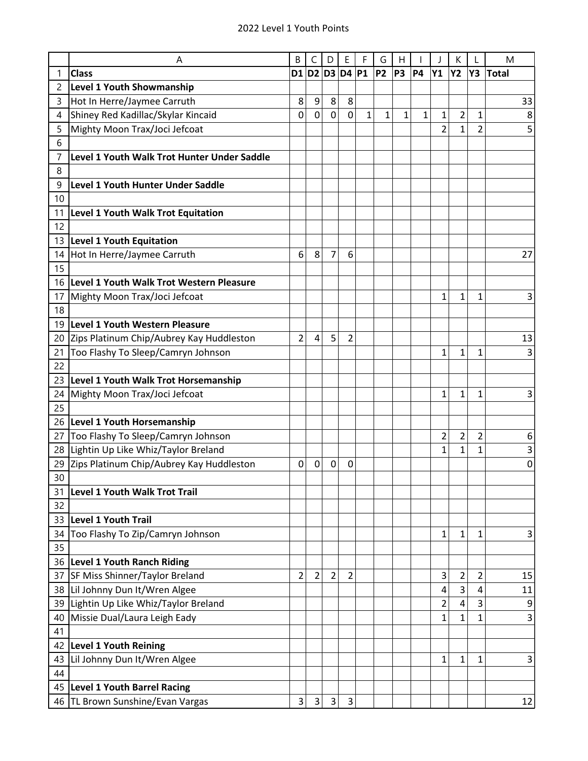# 2022 Level 1 Youth Points

| | A | B | C | D | E | F | G | H | I | J | K | L | M |
|---|---|---|---|---|---|---|---|---|---|---|---|---|---|
| 1 | **Class** | **D1** | **D2** | **D3** | **D4** | **P1** | **P2** | **P3** | **P4** | **Y1** | **Y2** | **Y3** | **Total** |
| 2 | **Level 1 Youth Showmanship** | | | | | | | | | | | | |
| 3 | Hot In Herre/Jaymee Carruth | 8 | 9 | 8 | 8 | | | | | | | | 33 |
| 4 | Shiney Red Kadillac/Skylar Kincaid | 0 | 0 | 0 | 0 | 1 | 1 | 1 | 1 | 1 | 2 | 1 | 8 |
| 5 | Mighty Moon Trax/Joci Jefcoat | | | | | | | | | 2 | 1 | 2 | 5 |
| 6 | | | | | | | | | | | | | |
| 7 | **Level 1 Youth Walk Trot Hunter Under Saddle** | | | | | | | | | | | | |
| 8 | | | | | | | | | | | | | |
| 9 | **Level 1 Youth Hunter Under Saddle** | | | | | | | | | | | | |
| 10 | | | | | | | | | | | | | |
| 11 | **Level 1 Youth Walk Trot Equitation** | | | | | | | | | | | | |
| 12 | | | | | | | | | | | | | |
| 13 | **Level 1 Youth Equitation** | | | | | | | | | | | | |
| 14 | Hot In Herre/Jaymee Carruth | 6 | 8 | 7 | 6 | | | | | | | | 27 |
| 15 | | | | | | | | | | | | | |
| 16 | **Level 1 Youth Walk Trot Western Pleasure** | | | | | | | | | | | | |
| 17 | Mighty Moon Trax/Joci Jefcoat | | | | | | | | | 1 | 1 | 1 | 3 |
| 18 | | | | | | | | | | | | | |
| 19 | **Level 1 Youth Western Pleasure** | | | | | | | | | | | | |
| 20 | Zips Platinum Chip/Aubrey Kay Huddleston | 2 | 4 | 5 | 2 | | | | | | | | 13 |
| 21 | Too Flashy To Sleep/Camryn Johnson | | | | | | | | | 1 | 1 | 1 | 3 |
| 22 | | | | | | | | | | | | | |
| 23 | **Level 1 Youth Walk Trot Horsemanship** | | | | | | | | | | | | |
| 24 | Mighty Moon Trax/Joci Jefcoat | | | | | | | | | 1 | 1 | 1 | 3 |
| 25 | | | | | | | | | | | | | |
| 26 | **Level 1 Youth Horsemanship** | | | | | | | | | | | | |
| 27 | Too Flashy To Sleep/Camryn Johnson | | | | | | | | | 2 | 2 | 2 | 6 |
| 28 | Lightin Up Like Whiz/Taylor Breland | | | | | | | | | 1 | 1 | 1 | 3 |
| 29 | Zips Platinum Chip/Aubrey Kay Huddleston | 0 | 0 | 0 | 0 | | | | | | | | 0 |
| 30 | | | | | | | | | | | | | |
| 31 | **Level 1 Youth Walk Trot Trail** | | | | | | | | | | | | |
| 32 | | | | | | | | | | | | | |
| 33 | **Level 1 Youth Trail** | | | | | | | | | | | | |
| 34 | Too Flashy To Zip/Camryn Johnson | | | | | | | | | 1 | 1 | 1 | 3 |
| 35 | | | | | | | | | | | | | |
| 36 | **Level 1 Youth Ranch Riding** | | | | | | | | | | | | |
| 37 | SF Miss Shinner/Taylor Breland | 2 | 2 | 2 | 2 | | | | | 3 | 2 | 2 | 15 |
| 38 | Lil Johnny Dun It/Wren Algee | | | | | | | | | 4 | 3 | 4 | 11 |
| 39 | Lightin Up Like Whiz/Taylor Breland | | | | | | | | | 2 | 4 | 3 | 9 |
| 40 | Missie Dual/Laura Leigh Eady | | | | | | | | | 1 | 1 | 1 | 3 |
| 41 | | | | | | | | | | | | | |
| 42 | **Level 1 Youth Reining** | | | | | | | | | | | | |
| 43 | Lil Johnny Dun It/Wren Algee | | | | | | | | | 1 | 1 | 1 | 3 |
| 44 | | | | | | | | | | | | | |
| 45 | **Level 1 Youth Barrel Racing** | | | | | | | | | | | | |
| 46 | TL Brown Sunshine/Evan Vargas | 3 | 3 | 3 | 3 | | | | | | | | 12 |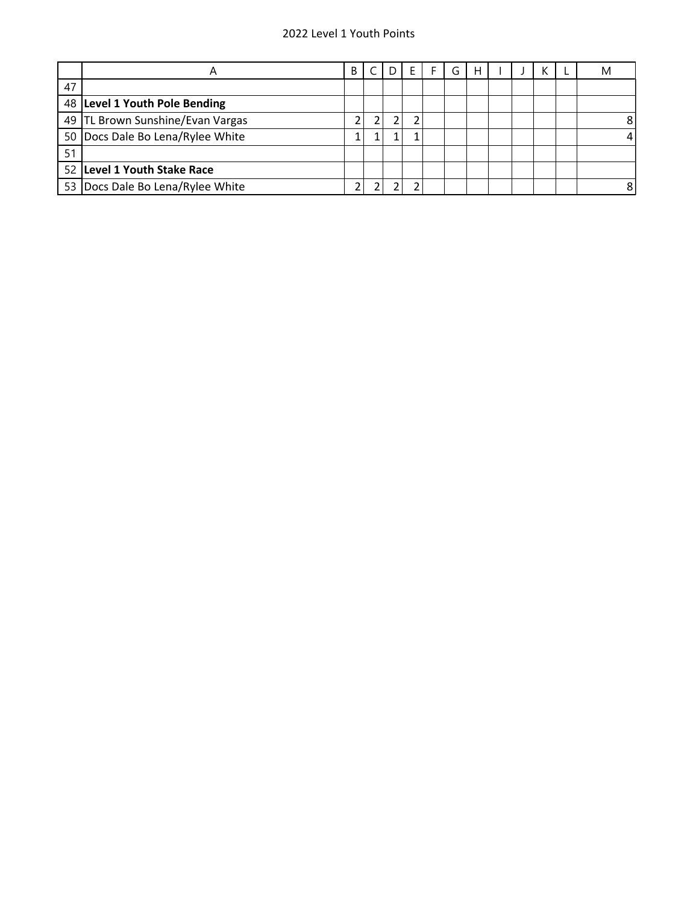2022 Level 1 Youth Points

| | A | B | C | D | E | F | G | H | I | J | K | L | M |
|---|---|---|---|---|---|---|---|---|---|---|---|---|---|
| 47 | | | | | | | | | | | | | |
| 48 | **Level 1 Youth Pole Bending** | | | | | | | | | | | | |
| 49 | TL Brown Sunshine/Evan Vargas | 2 | 2 | 2 | 2 | | | | | | | | 8 |
| 50 | Docs Dale Bo Lena/Rylee White | 1 | 1 | 1 | 1 | | | | | | | | 4 |
| 51 | | | | | | | | | | | | | |
| 52 | **Level 1 Youth Stake Race** | | | | | | | | | | | | |
| 53 | Docs Dale Bo Lena/Rylee White | 2 | 2 | 2 | 2 | | | | | | | | 8 |